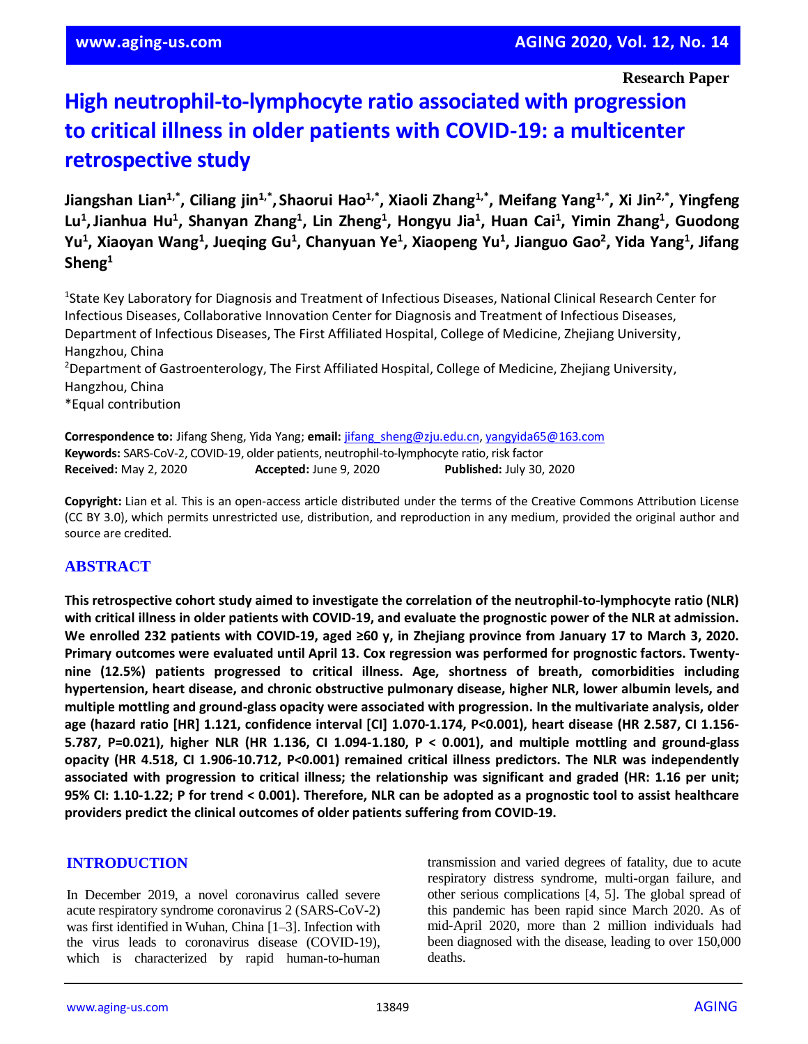Research Paper

# High neutrophil-to-lymphocyte ratio associated with progression to critical illness in older patients with COVID-19: a multicenter retrospective study

**Jiangshan Lian[1,*], Ciliang jin[1,*], Shaorui Hao[1,*], Xiaoli Zhang[1,*], Meifang Yang[1,*], Xi Jin[2,*], Yingfeng Lu[1], Jianhua Hu[1], Shanyan Zhang[1], Lin Zheng[1], Hongyu Jia[1], Huan Cai[1], Yimin Zhang[1], Guodong Yu[1], Xiaoyan Wang[1], Jueqing Gu[1], Chanyuan Ye[1], Xiaopeng Yu[1], Jianguo Gao[2], Yida Yang[1], Jifang Sheng[1]**

[1]State Key Laboratory for Diagnosis and Treatment of Infectious Diseases, National Clinical Research Center for Infectious Diseases, Collaborative Innovation Center for Diagnosis and Treatment of Infectious Diseases, Department of Infectious Diseases, The First Affiliated Hospital, College of Medicine, Zhejiang University, Hangzhou, China
[2]Department of Gastroenterology, The First Affiliated Hospital, College of Medicine, Zhejiang University, Hangzhou, China
*Equal contribution

**Correspondence to:** Jifang Sheng, Yida Yang; **email:** jifang_sheng@zju.edu.cn, yangyida65@163.com
**Keywords:** SARS-CoV-2, COVID-19, older patients, neutrophil-to-lymphocyte ratio, risk factor
**Received:** May 2, 2020 **Accepted:** June 9, 2020 **Published:** July 30, 2020

**Copyright:** Lian et al. This is an open-access article distributed under the terms of the Creative Commons Attribution License (CC BY 3.0), which permits unrestricted use, distribution, and reproduction in any medium, provided the original author and source are credited.

## ABSTRACT

**This retrospective cohort study aimed to investigate the correlation of the neutrophil-to-lymphocyte ratio (NLR) with critical illness in older patients with COVID-19, and evaluate the prognostic power of the NLR at admission. We enrolled 232 patients with COVID-19, aged ≥60 y, in Zhejiang province from January 17 to March 3, 2020. Primary outcomes were evaluated until April 13. Cox regression was performed for prognostic factors. Twenty-nine (12.5%) patients progressed to critical illness. Age, shortness of breath, comorbidities including hypertension, heart disease, and chronic obstructive pulmonary disease, higher NLR, lower albumin levels, and multiple mottling and ground-glass opacity were associated with progression. In the multivariate analysis, older age (hazard ratio [HR] 1.121, confidence interval [CI] 1.070-1.174, P<0.001), heart disease (HR 2.587, CI 1.156-5.787, P=0.021), higher NLR (HR 1.136, CI 1.094-1.180, P < 0.001), and multiple mottling and ground-glass opacity (HR 4.518, CI 1.906-10.712, P<0.001) remained critical illness predictors. The NLR was independently associated with progression to critical illness; the relationship was significant and graded (HR: 1.16 per unit; 95% CI: 1.10-1.22; P for trend < 0.001). Therefore, NLR can be adopted as a prognostic tool to assist healthcare providers predict the clinical outcomes of older patients suffering from COVID-19.**

## INTRODUCTION

In December 2019, a novel coronavirus called severe acute respiratory syndrome coronavirus 2 (SARS-CoV-2) was first identified in Wuhan, China [1–3]. Infection with the virus leads to coronavirus disease (COVID-19), which is characterized by rapid human-to-human transmission and varied degrees of fatality, due to acute respiratory distress syndrome, multi-organ failure, and other serious complications [4, 5]. The global spread of this pandemic has been rapid since March 2020. As of mid-April 2020, more than 2 million individuals had been diagnosed with the disease, leading to over 150,000 deaths.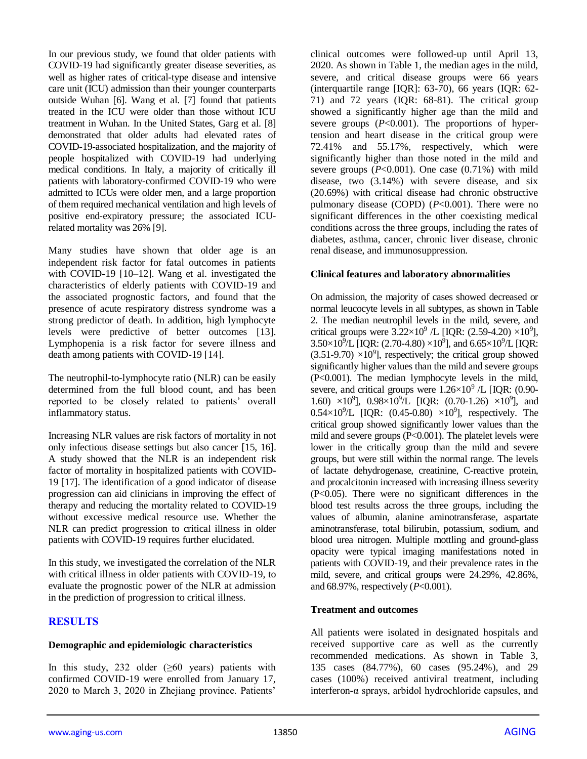In our previous study, we found that older patients with COVID-19 had significantly greater disease severities, as well as higher rates of critical-type disease and intensive care unit (ICU) admission than their younger counterparts outside Wuhan [6]. Wang et al. [7] found that patients treated in the ICU were older than those without ICU treatment in Wuhan. In the United States, Garg et al. [8] demonstrated that older adults had elevated rates of COVID-19-associated hospitalization, and the majority of people hospitalized with COVID-19 had underlying medical conditions. In Italy, a majority of critically ill patients with laboratory-confirmed COVID-19 who were admitted to ICUs were older men, and a large proportion of them required mechanical ventilation and high levels of positive end-expiratory pressure; the associated ICU-related mortality was 26% [9].

Many studies have shown that older age is an independent risk factor for fatal outcomes in patients with COVID-19 [10–12]. Wang et al. investigated the characteristics of elderly patients with COVID-19 and the associated prognostic factors, and found that the presence of acute respiratory distress syndrome was a strong predictor of death. In addition, high lymphocyte levels were predictive of better outcomes [13]. Lymphopenia is a risk factor for severe illness and death among patients with COVID-19 [14].

The neutrophil-to-lymphocyte ratio (NLR) can be easily determined from the full blood count, and has been reported to be closely related to patients' overall inflammatory status.

Increasing NLR values are risk factors of mortality in not only infectious disease settings but also cancer [15, 16]. A study showed that the NLR is an independent risk factor of mortality in hospitalized patients with COVID-19 [17]. The identification of a good indicator of disease progression can aid clinicians in improving the effect of therapy and reducing the mortality related to COVID-19 without excessive medical resource use. Whether the NLR can predict progression to critical illness in older patients with COVID-19 requires further elucidated.

In this study, we investigated the correlation of the NLR with critical illness in older patients with COVID-19, to evaluate the prognostic power of the NLR at admission in the prediction of progression to critical illness.

## RESULTS

### Demographic and epidemiologic characteristics

In this study, 232 older (≥60 years) patients with confirmed COVID-19 were enrolled from January 17, 2020 to March 3, 2020 in Zhejiang province. Patients' clinical outcomes were followed-up until April 13, 2020. As shown in Table 1, the median ages in the mild, severe, and critical disease groups were 66 years (interquartile range [IQR]: 63-70), 66 years (IQR: 62-71) and 72 years (IQR: 68-81). The critical group showed a significantly higher age than the mild and severe groups (*P*<0.001). The proportions of hypertension and heart disease in the critical group were 72.41% and 55.17%, respectively, which were significantly higher than those noted in the mild and severe groups (*P*<0.001). One case (0.71%) with mild disease, two (3.14%) with severe disease, and six (20.69%) with critical disease had chronic obstructive pulmonary disease (COPD) (*P*<0.001). There were no significant differences in the other coexisting medical conditions across the three groups, including the rates of diabetes, asthma, cancer, chronic liver disease, chronic renal disease, and immunosuppression.

### Clinical features and laboratory abnormalities

On admission, the majority of cases showed decreased or normal leucocyte levels in all subtypes, as shown in Table 2. The median neutrophil levels in the mild, severe, and critical groups were $3.22\times10^9$ /L [IQR: (2.59-4.20) $\times10^9$], $3.50\times10^9$/L [IQR: (2.70-4.80) $\times10^9$], and $6.65\times10^9$/L [IQR: (3.51-9.70) $\times10^9$], respectively; the critical group showed significantly higher values than the mild and severe groups (P<0.001). The median lymphocyte levels in the mild, severe, and critical groups were $1.26\times10^9$ /L [IQR: (0.90-1.60) $\times10^9$], $0.98\times10^9$/L [IQR: (0.70-1.26) $\times10^9$], and $0.54\times10^9$/L [IQR: (0.45-0.80) $\times10^9$], respectively. The critical group showed significantly lower values than the mild and severe groups (P<0.001). The platelet levels were lower in the critically group than the mild and severe groups, but were still within the normal range. The levels of lactate dehydrogenase, creatinine, C-reactive protein, and procalcitonin increased with increasing illness severity (P<0.05). There were no significant differences in the blood test results across the three groups, including the values of albumin, alanine aminotransferase, aspartate aminotransferase, total bilirubin, potassium, sodium, and blood urea nitrogen. Multiple mottling and ground-glass opacity were typical imaging manifestations noted in patients with COVID-19, and their prevalence rates in the mild, severe, and critical groups were 24.29%, 42.86%, and 68.97%, respectively (*P*<0.001).

### Treatment and outcomes

All patients were isolated in designated hospitals and received supportive care as well as the currently recommended medications. As shown in Table 3, 135 cases (84.77%), 60 cases (95.24%), and 29 cases (100%) received antiviral treatment, including interferon-α sprays, arbidol hydrochloride capsules, and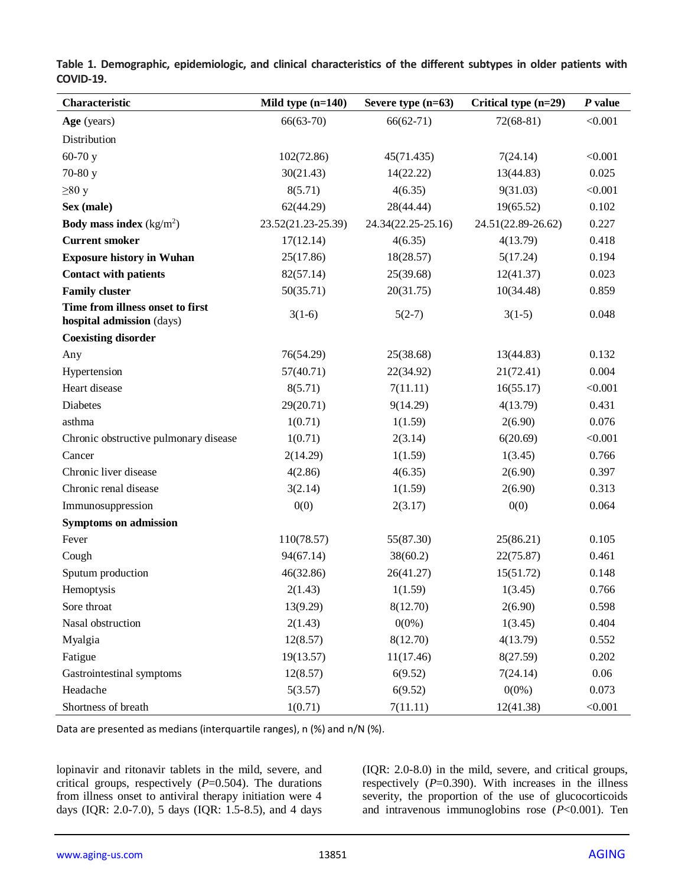**Table 1. Demographic, epidemiologic, and clinical characteristics of the different subtypes in older patients with COVID-19.**

| Characteristic | Mild type (n=140) | Severe type (n=63) | Critical type (n=29) | *P* value |
|---|---|---|---|---|
| **Age** (years) | 66(63-70) | 66(62-71) | 72(68-81) | <0.001 |
| Distribution | | | | |
| 60-70 y | 102(72.86) | 45(71.435) | 7(24.14) | <0.001 |
| 70-80 y | 30(21.43) | 14(22.22) | 13(44.83) | 0.025 |
| ≥80 y | 8(5.71) | 4(6.35) | 9(31.03) | <0.001 |
| **Sex (male)** | 62(44.29) | 28(44.44) | 19(65.52) | 0.102 |
| **Body mass index** ($kg/m^2$) | 23.52(21.23-25.39) | 24.34(22.25-25.16) | 24.51(22.89-26.62) | 0.227 |
| **Current smoker** | 17(12.14) | 4(6.35) | 4(13.79) | 0.418 |
| **Exposure history in Wuhan** | 25(17.86) | 18(28.57) | 5(17.24) | 0.194 |
| **Contact with patients** | 82(57.14) | 25(39.68) | 12(41.37) | 0.023 |
| **Family cluster** | 50(35.71) | 20(31.75) | 10(34.48) | 0.859 |
| **Time from illness onset to first hospital admission** (days) | 3(1-6) | 5(2-7) | 3(1-5) | 0.048 |
| **Coexisting disorder** | | | | |
| Any | 76(54.29) | 25(38.68) | 13(44.83) | 0.132 |
| Hypertension | 57(40.71) | 22(34.92) | 21(72.41) | 0.004 |
| Heart disease | 8(5.71) | 7(11.11) | 16(55.17) | <0.001 |
| Diabetes | 29(20.71) | 9(14.29) | 4(13.79) | 0.431 |
| asthma | 1(0.71) | 1(1.59) | 2(6.90) | 0.076 |
| Chronic obstructive pulmonary disease | 1(0.71) | 2(3.14) | 6(20.69) | <0.001 |
| Cancer | 2(14.29) | 1(1.59) | 1(3.45) | 0.766 |
| Chronic liver disease | 4(2.86) | 4(6.35) | 2(6.90) | 0.397 |
| Chronic renal disease | 3(2.14) | 1(1.59) | 2(6.90) | 0.313 |
| Immunosuppression | 0(0) | 2(3.17) | 0(0) | 0.064 |
| **Symptoms on admission** | | | | |
| Fever | 110(78.57) | 55(87.30) | 25(86.21) | 0.105 |
| Cough | 94(67.14) | 38(60.2) | 22(75.87) | 0.461 |
| Sputum production | 46(32.86) | 26(41.27) | 15(51.72) | 0.148 |
| Hemoptysis | 2(1.43) | 1(1.59) | 1(3.45) | 0.766 |
| Sore throat | 13(9.29) | 8(12.70) | 2(6.90) | 0.598 |
| Nasal obstruction | 2(1.43) | 0(0%) | 1(3.45) | 0.404 |
| Myalgia | 12(8.57) | 8(12.70) | 4(13.79) | 0.552 |
| Fatigue | 19(13.57) | 11(17.46) | 8(27.59) | 0.202 |
| Gastrointestinal symptoms | 12(8.57) | 6(9.52) | 7(24.14) | 0.06 |
| Headache | 5(3.57) | 6(9.52) | 0(0%) | 0.073 |
| Shortness of breath | 1(0.71) | 7(11.11) | 12(41.38) | <0.001 |

Data are presented as medians (interquartile ranges), n (%) and n/N (%).

lopinavir and ritonavir tablets in the mild, severe, and critical groups, respectively (*P*=0.504). The durations from illness onset to antiviral therapy initiation were 4 days (IQR: 2.0-7.0), 5 days (IQR: 1.5-8.5), and 4 days (IQR: 2.0-8.0) in the mild, severe, and critical groups, respectively (*P*=0.390). With increases in the illness severity, the proportion of the use of glucocorticoids and intravenous immunoglobins rose (*P*<0.001). Ten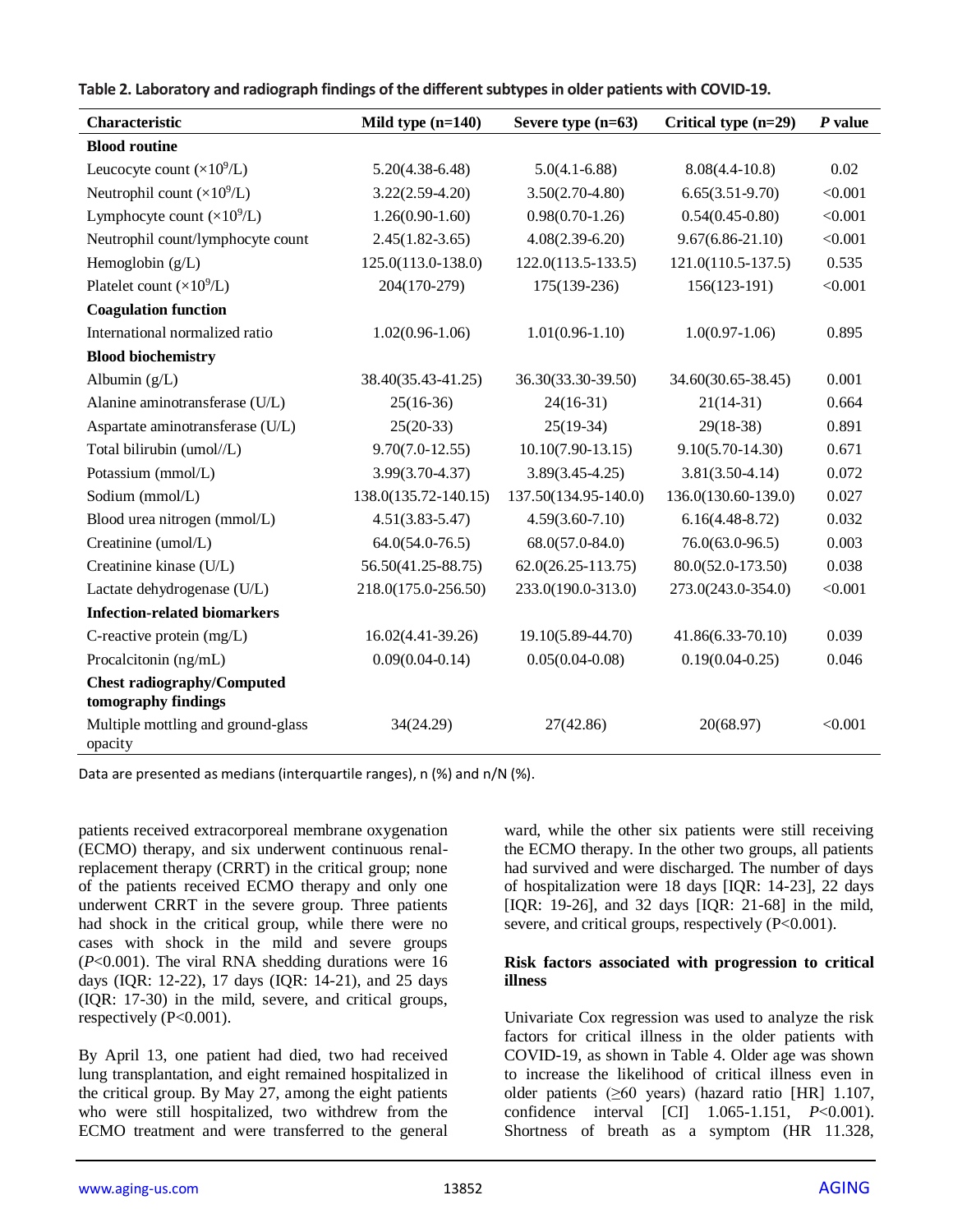**Table 2. Laboratory and radiograph findings of the different subtypes in older patients with COVID-19.**

| Characteristic | Mild type (n=140) | Severe type (n=63) | Critical type (n=29) | *P* value |
|---|---|---|---|---|
| **Blood routine** | | | | |
| Leucocyte count ($\times10^9$/L) | 5.20(4.38-6.48) | 5.0(4.1-6.88) | 8.08(4.4-10.8) | 0.02 |
| Neutrophil count ($\times10^9$/L) | 3.22(2.59-4.20) | 3.50(2.70-4.80) | 6.65(3.51-9.70) | <0.001 |
| Lymphocyte count ($\times10^9$/L) | 1.26(0.90-1.60) | 0.98(0.70-1.26) | 0.54(0.45-0.80) | <0.001 |
| Neutrophil count/lymphocyte count | 2.45(1.82-3.65) | 4.08(2.39-6.20) | 9.67(6.86-21.10) | <0.001 |
| Hemoglobin (g/L) | 125.0(113.0-138.0) | 122.0(113.5-133.5) | 121.0(110.5-137.5) | 0.535 |
| Platelet count ($\times10^9$/L) | 204(170-279) | 175(139-236) | 156(123-191) | <0.001 |
| **Coagulation function** | | | | |
| International normalized ratio | 1.02(0.96-1.06) | 1.01(0.96-1.10) | 1.0(0.97-1.06) | 0.895 |
| **Blood biochemistry** | | | | |
| Albumin (g/L) | 38.40(35.43-41.25) | 36.30(33.30-39.50) | 34.60(30.65-38.45) | 0.001 |
| Alanine aminotransferase (U/L) | 25(16-36) | 24(16-31) | 21(14-31) | 0.664 |
| Aspartate aminotransferase (U/L) | 25(20-33) | 25(19-34) | 29(18-38) | 0.891 |
| Total bilirubin (umol//L) | 9.70(7.0-12.55) | 10.10(7.90-13.15) | 9.10(5.70-14.30) | 0.671 |
| Potassium (mmol/L) | 3.99(3.70-4.37) | 3.89(3.45-4.25) | 3.81(3.50-4.14) | 0.072 |
| Sodium (mmol/L) | 138.0(135.72-140.15) | 137.50(134.95-140.0) | 136.0(130.60-139.0) | 0.027 |
| Blood urea nitrogen (mmol/L) | 4.51(3.83-5.47) | 4.59(3.60-7.10) | 6.16(4.48-8.72) | 0.032 |
| Creatinine (umol/L) | 64.0(54.0-76.5) | 68.0(57.0-84.0) | 76.0(63.0-96.5) | 0.003 |
| Creatinine kinase (U/L) | 56.50(41.25-88.75) | 62.0(26.25-113.75) | 80.0(52.0-173.50) | 0.038 |
| Lactate dehydrogenase (U/L) | 218.0(175.0-256.50) | 233.0(190.0-313.0) | 273.0(243.0-354.0) | <0.001 |
| **Infection-related biomarkers** | | | | |
| C-reactive protein (mg/L) | 16.02(4.41-39.26) | 19.10(5.89-44.70) | 41.86(6.33-70.10) | 0.039 |
| Procalcitonin (ng/mL) | 0.09(0.04-0.14) | 0.05(0.04-0.08) | 0.19(0.04-0.25) | 0.046 |
| **Chest radiography/Computed tomography findings** | | | | |
| Multiple mottling and ground-glass opacity | 34(24.29) | 27(42.86) | 20(68.97) | <0.001 |

Data are presented as medians (interquartile ranges), n (%) and n/N (%).

patients received extracorporeal membrane oxygenation (ECMO) therapy, and six underwent continuous renal-replacement therapy (CRRT) in the critical group; none of the patients received ECMO therapy and only one underwent CRRT in the severe group. Three patients had shock in the critical group, while there were no cases with shock in the mild and severe groups (*P*<0.001). The viral RNA shedding durations were 16 days (IQR: 12-22), 17 days (IQR: 14-21), and 25 days (IQR: 17-30) in the mild, severe, and critical groups, respectively (P<0.001).

By April 13, one patient had died, two had received lung transplantation, and eight remained hospitalized in the critical group. By May 27, among the eight patients who were still hospitalized, two withdrew from the ECMO treatment and were transferred to the general ward, while the other six patients were still receiving the ECMO therapy. In the other two groups, all patients had survived and were discharged. The number of days of hospitalization were 18 days [IQR: 14-23], 22 days [IQR: 19-26], and 32 days [IQR: 21-68] in the mild, severe, and critical groups, respectively (P<0.001).

### Risk factors associated with progression to critical illness

Univariate Cox regression was used to analyze the risk factors for critical illness in the older patients with COVID-19, as shown in Table 4. Older age was shown to increase the likelihood of critical illness even in older patients (≥60 years) (hazard ratio [HR] 1.107, confidence interval [CI] 1.065-1.151, *P*<0.001). Shortness of breath as a symptom (HR 11.328,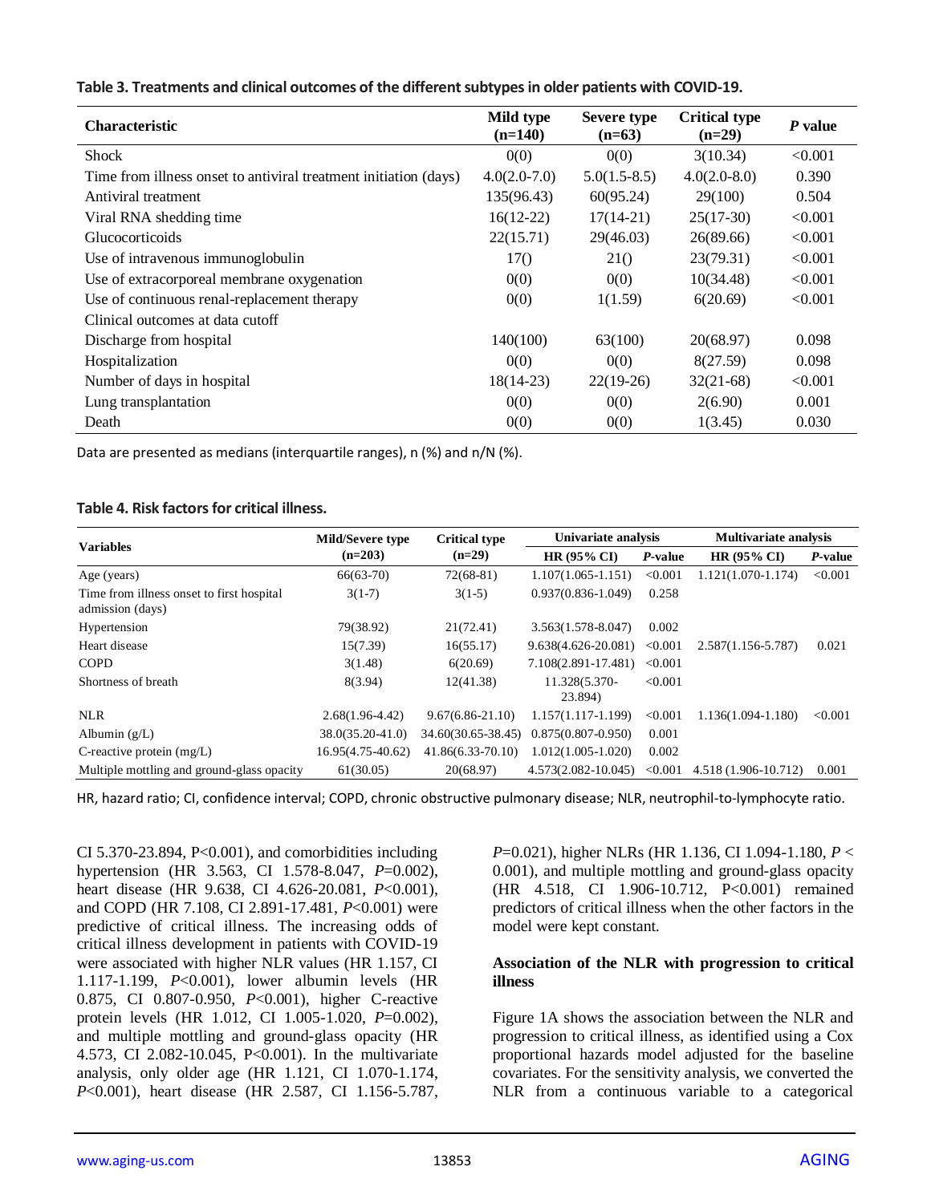**Table 3. Treatments and clinical outcomes of the different subtypes in older patients with COVID-19.**

| Characteristic | Mild type (n=140) | Severe type (n=63) | Critical type (n=29) | *P* value |
|---|---|---|---|---|
| Shock | 0(0) | 0(0) | 3(10.34) | <0.001 |
| Time from illness onset to antiviral treatment initiation (days) | 4.0(2.0-7.0) | 5.0(1.5-8.5) | 4.0(2.0-8.0) | 0.390 |
| Antiviral treatment | 135(96.43) | 60(95.24) | 29(100) | 0.504 |
| Viral RNA shedding time | 16(12-22) | 17(14-21) | 25(17-30) | <0.001 |
| Glucocorticoids | 22(15.71) | 29(46.03) | 26(89.66) | <0.001 |
| Use of intravenous immunoglobulin | 17() | 21() | 23(79.31) | <0.001 |
| Use of extracorporeal membrane oxygenation | 0(0) | 0(0) | 10(34.48) | <0.001 |
| Use of continuous renal-replacement therapy | 0(0) | 1(1.59) | 6(20.69) | <0.001 |
| Clinical outcomes at data cutoff | | | | |
| Discharge from hospital | 140(100) | 63(100) | 20(68.97) | 0.098 |
| Hospitalization | 0(0) | 0(0) | 8(27.59) | 0.098 |
| Number of days in hospital | 18(14-23) | 22(19-26) | 32(21-68) | <0.001 |
| Lung transplantation | 0(0) | 0(0) | 2(6.90) | 0.001 |
| Death | 0(0) | 0(0) | 1(3.45) | 0.030 |

Data are presented as medians (interquartile ranges), n (%) and n/N (%).

**Table 4. Risk factors for critical illness.**

| Variables | Mild/Severe type (n=203) | Critical type (n=29) | Univariate analysis | | Multivariate analysis | |
|---|---|---|---|---|---|---|
| | | | HR (95% CI) | *P*-value | HR (95% CI) | *P*-value |
| Age (years) | 66(63-70) | 72(68-81) | 1.107(1.065-1.151) | <0.001 | 1.121(1.070-1.174) | <0.001 |
| Time from illness onset to first hospital admission (days) | 3(1-7) | 3(1-5) | 0.937(0.836-1.049) | 0.258 | | |
| Hypertension | 79(38.92) | 21(72.41) | 3.563(1.578-8.047) | 0.002 | | |
| Heart disease | 15(7.39) | 16(55.17) | 9.638(4.626-20.081) | <0.001 | 2.587(1.156-5.787) | 0.021 |
| COPD | 3(1.48) | 6(20.69) | 7.108(2.891-17.481) | <0.001 | | |
| Shortness of breath | 8(3.94) | 12(41.38) | 11.328(5.370-23.894) | <0.001 | | |
| NLR | 2.68(1.96-4.42) | 9.67(6.86-21.10) | 1.157(1.117-1.199) | <0.001 | 1.136(1.094-1.180) | <0.001 |
| Albumin (g/L) | 38.0(35.20-41.0) | 34.60(30.65-38.45) | 0.875(0.807-0.950) | 0.001 | | |
| C-reactive protein (mg/L) | 16.95(4.75-40.62) | 41.86(6.33-70.10) | 1.012(1.005-1.020) | 0.002 | | |
| Multiple mottling and ground-glass opacity | 61(30.05) | 20(68.97) | 4.573(2.082-10.045) | <0.001 | 4.518 (1.906-10.712) | 0.001 |

HR, hazard ratio; CI, confidence interval; COPD, chronic obstructive pulmonary disease; NLR, neutrophil-to-lymphocyte ratio.

CI 5.370-23.894, P<0.001), and comorbidities including hypertension (HR 3.563, CI 1.578-8.047, *P*=0.002), heart disease (HR 9.638, CI 4.626-20.081, *P*<0.001), and COPD (HR 7.108, CI 2.891-17.481, *P*<0.001) were predictive of critical illness. The increasing odds of critical illness development in patients with COVID-19 were associated with higher NLR values (HR 1.157, CI 1.117-1.199, *P*<0.001), lower albumin levels (HR 0.875, CI 0.807-0.950, *P*<0.001), higher C-reactive protein levels (HR 1.012, CI 1.005-1.020, *P*=0.002), and multiple mottling and ground-glass opacity (HR 4.573, CI 2.082-10.045, P<0.001). In the multivariate analysis, only older age (HR 1.121, CI 1.070-1.174, *P*<0.001), heart disease (HR 2.587, CI 1.156-5.787, *P*=0.021), higher NLRs (HR 1.136, CI 1.094-1.180, *P* < 0.001), and multiple mottling and ground-glass opacity (HR 4.518, CI 1.906-10.712, P<0.001) remained predictors of critical illness when the other factors in the model were kept constant.

### Association of the NLR with progression to critical illness

Figure 1A shows the association between the NLR and progression to critical illness, as identified using a Cox proportional hazards model adjusted for the baseline covariates. For the sensitivity analysis, we converted the NLR from a continuous variable to a categorical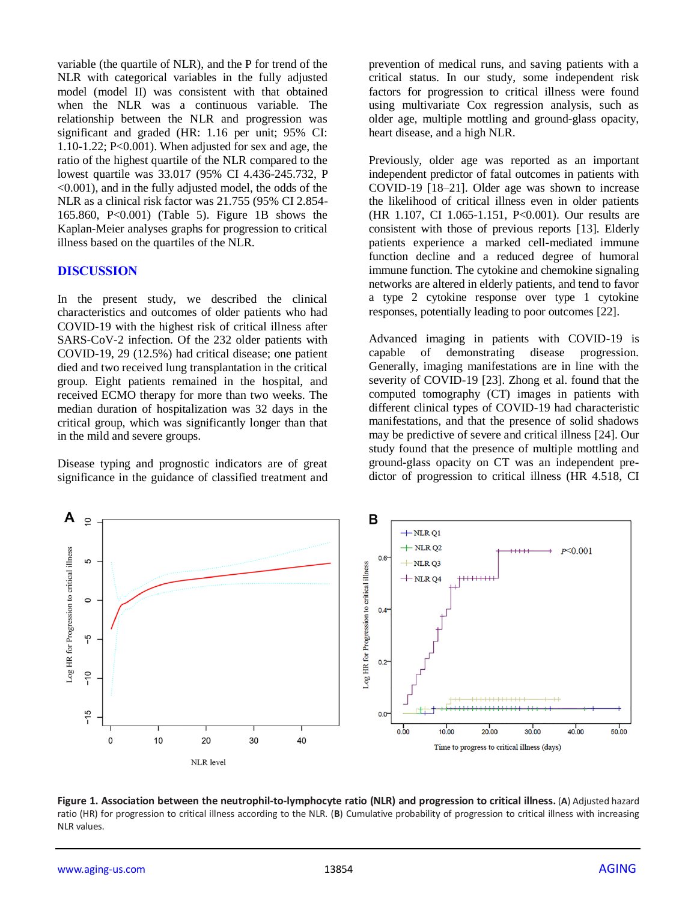variable (the quartile of NLR), and the P for trend of the NLR with categorical variables in the fully adjusted model (model II) was consistent with that obtained when the NLR was a continuous variable. The relationship between the NLR and progression was significant and graded (HR: 1.16 per unit; 95% CI: 1.10-1.22; P<0.001). When adjusted for sex and age, the ratio of the highest quartile of the NLR compared to the lowest quartile was 33.017 (95% CI 4.436-245.732, P <0.001), and in the fully adjusted model, the odds of the NLR as a clinical risk factor was 21.755 (95% CI 2.854-165.860, P<0.001) (Table 5). Figure 1B shows the Kaplan-Meier analyses graphs for progression to critical illness based on the quartiles of the NLR.

## DISCUSSION

In the present study, we described the clinical characteristics and outcomes of older patients who had COVID-19 with the highest risk of critical illness after SARS-CoV-2 infection. Of the 232 older patients with COVID-19, 29 (12.5%) had critical disease; one patient died and two received lung transplantation in the critical group. Eight patients remained in the hospital, and received ECMO therapy for more than two weeks. The median duration of hospitalization was 32 days in the critical group, which was significantly longer than that in the mild and severe groups.

Disease typing and prognostic indicators are of great significance in the guidance of classified treatment and prevention of medical runs, and saving patients with a critical status. In our study, some independent risk factors for progression to critical illness were found using multivariate Cox regression analysis, such as older age, multiple mottling and ground-glass opacity, heart disease, and a high NLR.

Previously, older age was reported as an important independent predictor of fatal outcomes in patients with COVID-19 [18–21]. Older age was shown to increase the likelihood of critical illness even in older patients (HR 1.107, CI 1.065-1.151, P<0.001). Our results are consistent with those of previous reports [13]. Elderly patients experience a marked cell-mediated immune function decline and a reduced degree of humoral immune function. The cytokine and chemokine signaling networks are altered in elderly patients, and tend to favor a type 2 cytokine response over type 1 cytokine responses, potentially leading to poor outcomes [22].

Advanced imaging in patients with COVID-19 is capable of demonstrating disease progression. Generally, imaging manifestations are in line with the severity of COVID-19 [23]. Zhong et al. found that the computed tomography (CT) images in patients with different clinical types of COVID-19 had characteristic manifestations, and that the presence of solid shadows may be predictive of severe and critical illness [24]. Our study found that the presence of multiple mottling and ground-glass opacity on CT was an independent predictor of progression to critical illness (HR 4.518, CI

**Figure 1. Association between the neutrophil-to-lymphocyte ratio (NLR) and progression to critical illness.** (**A**) Adjusted hazard ratio (HR) for progression to critical illness according to the NLR. (**B**) Cumulative probability of progression to critical illness with increasing NLR values.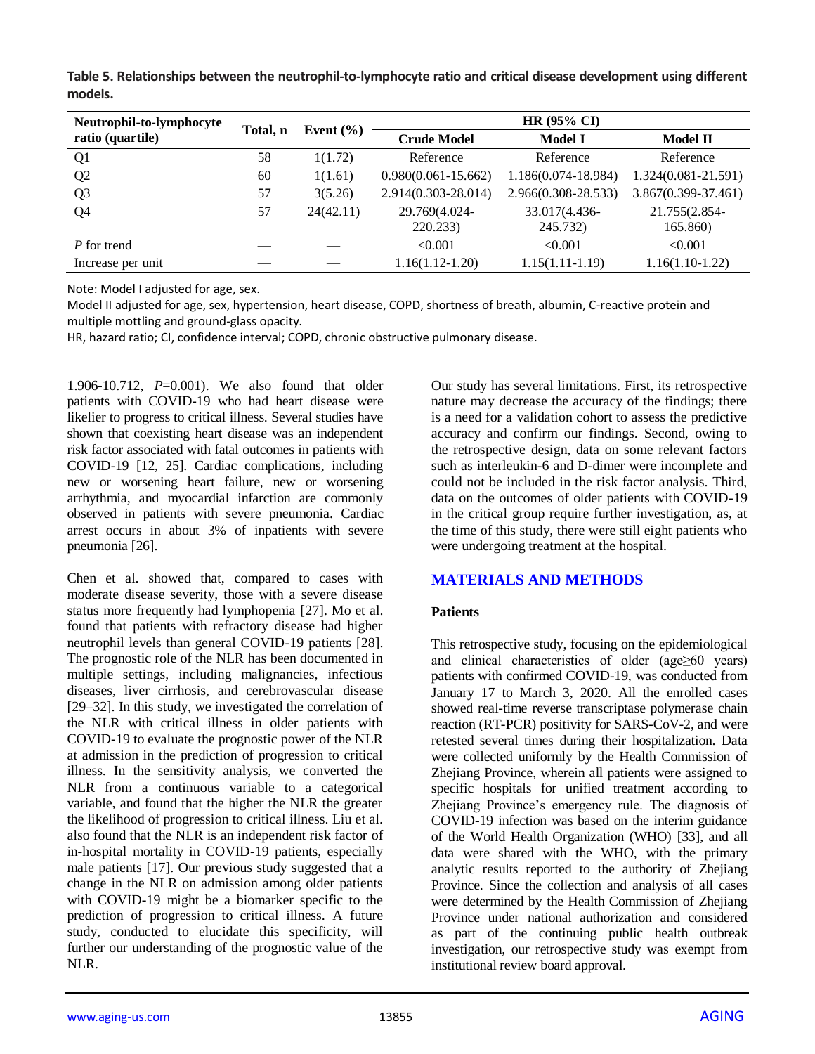**Table 5. Relationships between the neutrophil-to-lymphocyte ratio and critical disease development using different models.**

| Neutrophil-to-lymphocyte ratio (quartile) | Total, n | Event (%) | HR (95% CI) | | |
|---|---|---|---|---|---|
| | | | Crude Model | Model I | Model II |
| Q1 | 58 | 1(1.72) | Reference | Reference | Reference |
| Q2 | 60 | 1(1.61) | 0.980(0.061-15.662) | 1.186(0.074-18.984) | 1.324(0.081-21.591) |
| Q3 | 57 | 3(5.26) | 2.914(0.303-28.014) | 2.966(0.308-28.533) | 3.867(0.399-37.461) |
| Q4 | 57 | 24(42.11) | 29.769(4.024-220.233) | 33.017(4.436-245.732) | 21.755(2.854-165.860) |
| *P* for trend | — | — | <0.001 | <0.001 | <0.001 |
| Increase per unit | — | — | 1.16(1.12-1.20) | 1.15(1.11-1.19) | 1.16(1.10-1.22) |

Note: Model I adjusted for age, sex.

Model II adjusted for age, sex, hypertension, heart disease, COPD, shortness of breath, albumin, C-reactive protein and multiple mottling and ground-glass opacity.

HR, hazard ratio; CI, confidence interval; COPD, chronic obstructive pulmonary disease.

1.906-10.712, *P*=0.001). We also found that older patients with COVID-19 who had heart disease were likelier to progress to critical illness. Several studies have shown that coexisting heart disease was an independent risk factor associated with fatal outcomes in patients with COVID-19 [12, 25]. Cardiac complications, including new or worsening heart failure, new or worsening arrhythmia, and myocardial infarction are commonly observed in patients with severe pneumonia. Cardiac arrest occurs in about 3% of inpatients with severe pneumonia [26].

Chen et al. showed that, compared to cases with moderate disease severity, those with a severe disease status more frequently had lymphopenia [27]. Mo et al. found that patients with refractory disease had higher neutrophil levels than general COVID-19 patients [28]. The prognostic role of the NLR has been documented in multiple settings, including malignancies, infectious diseases, liver cirrhosis, and cerebrovascular disease [29–32]. In this study, we investigated the correlation of the NLR with critical illness in older patients with COVID-19 to evaluate the prognostic power of the NLR at admission in the prediction of progression to critical illness. In the sensitivity analysis, we converted the NLR from a continuous variable to a categorical variable, and found that the higher the NLR the greater the likelihood of progression to critical illness. Liu et al. also found that the NLR is an independent risk factor of in-hospital mortality in COVID-19 patients, especially male patients [17]. Our previous study suggested that a change in the NLR on admission among older patients with COVID-19 might be a biomarker specific to the prediction of progression to critical illness. A future study, conducted to elucidate this specificity, will further our understanding of the prognostic value of the NLR.

Our study has several limitations. First, its retrospective nature may decrease the accuracy of the findings; there is a need for a validation cohort to assess the predictive accuracy and confirm our findings. Second, owing to the retrospective design, data on some relevant factors such as interleukin-6 and D-dimer were incomplete and could not be included in the risk factor analysis. Third, data on the outcomes of older patients with COVID-19 in the critical group require further investigation, as, at the time of this study, there were still eight patients who were undergoing treatment at the hospital.

## MATERIALS AND METHODS

### Patients

This retrospective study, focusing on the epidemiological and clinical characteristics of older (age≥60 years) patients with confirmed COVID-19, was conducted from January 17 to March 3, 2020. All the enrolled cases showed real-time reverse transcriptase polymerase chain reaction (RT-PCR) positivity for SARS-CoV-2, and were retested several times during their hospitalization. Data were collected uniformly by the Health Commission of Zhejiang Province, wherein all patients were assigned to specific hospitals for unified treatment according to Zhejiang Province's emergency rule. The diagnosis of COVID-19 infection was based on the interim guidance of the World Health Organization (WHO) [33], and all data were shared with the WHO, with the primary analytic results reported to the authority of Zhejiang Province. Since the collection and analysis of all cases were determined by the Health Commission of Zhejiang Province under national authorization and considered as part of the continuing public health outbreak investigation, our retrospective study was exempt from institutional review board approval.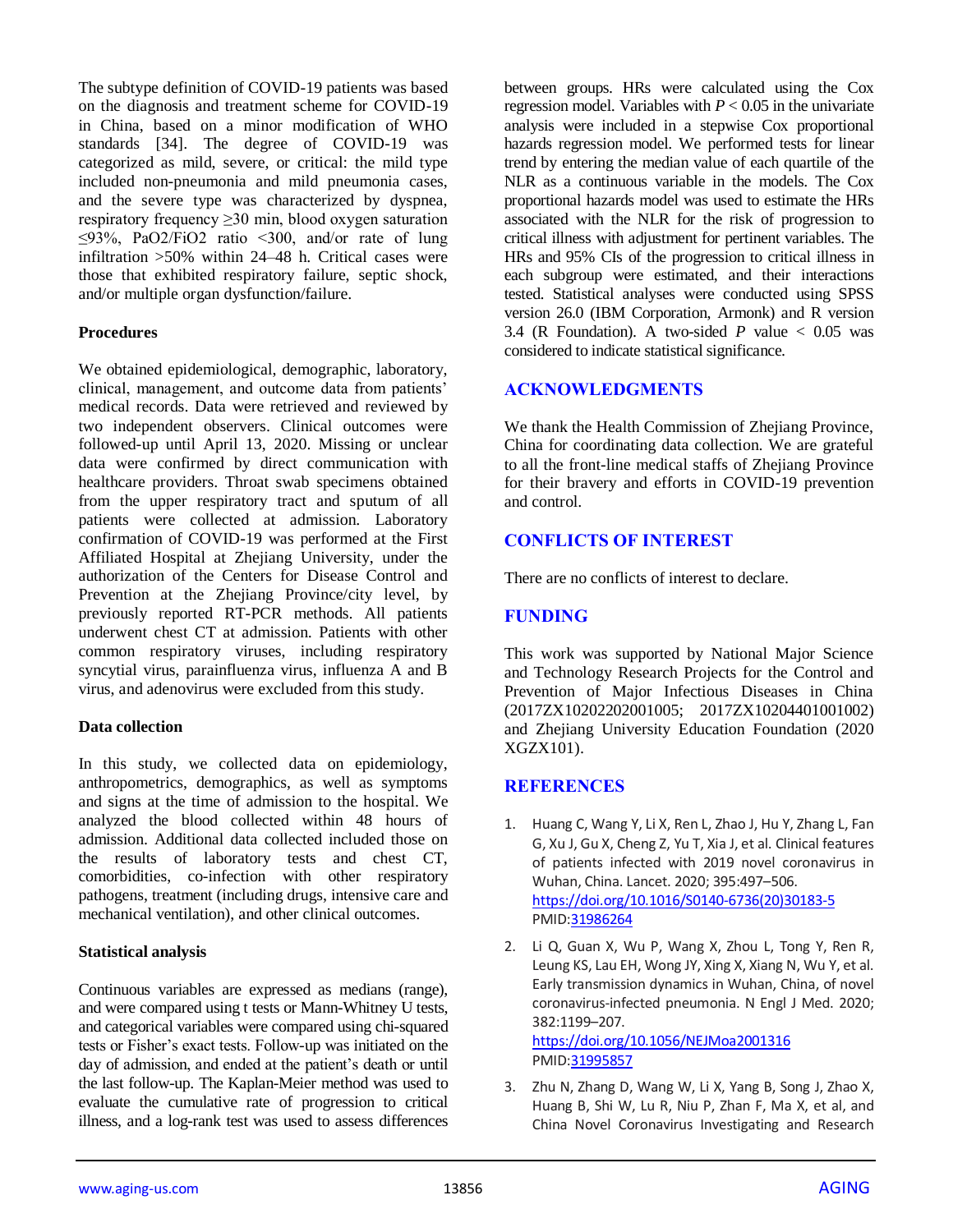The subtype definition of COVID-19 patients was based on the diagnosis and treatment scheme for COVID-19 in China, based on a minor modification of WHO standards [34]. The degree of COVID-19 was categorized as mild, severe, or critical: the mild type included non-pneumonia and mild pneumonia cases, and the severe type was characterized by dyspnea, respiratory frequency ≥30 min, blood oxygen saturation ≤93%, $PaO_2/FiO_2$ ratio <300, and/or rate of lung infiltration >50% within 24–48 h. Critical cases were those that exhibited respiratory failure, septic shock, and/or multiple organ dysfunction/failure.

### Procedures

We obtained epidemiological, demographic, laboratory, clinical, management, and outcome data from patients' medical records. Data were retrieved and reviewed by two independent observers. Clinical outcomes were followed-up until April 13, 2020. Missing or unclear data were confirmed by direct communication with healthcare providers. Throat swab specimens obtained from the upper respiratory tract and sputum of all patients were collected at admission. Laboratory confirmation of COVID-19 was performed at the First Affiliated Hospital at Zhejiang University, under the authorization of the Centers for Disease Control and Prevention at the Zhejiang Province/city level, by previously reported RT-PCR methods. All patients underwent chest CT at admission. Patients with other common respiratory viruses, including respiratory syncytial virus, parainfluenza virus, influenza A and B virus, and adenovirus were excluded from this study.

### Data collection

In this study, we collected data on epidemiology, anthropometrics, demographics, as well as symptoms and signs at the time of admission to the hospital. We analyzed the blood collected within 48 hours of admission. Additional data collected included those on the results of laboratory tests and chest CT, comorbidities, co-infection with other respiratory pathogens, treatment (including drugs, intensive care and mechanical ventilation), and other clinical outcomes.

### Statistical analysis

Continuous variables are expressed as medians (range), and were compared using t tests or Mann-Whitney U tests, and categorical variables were compared using chi-squared tests or Fisher's exact tests. Follow-up was initiated on the day of admission, and ended at the patient's death or until the last follow-up. The Kaplan-Meier method was used to evaluate the cumulative rate of progression to critical illness, and a log-rank test was used to assess differences between groups. HRs were calculated using the Cox regression model. Variables with $P < 0.05$ in the univariate analysis were included in a stepwise Cox proportional hazards regression model. We performed tests for linear trend by entering the median value of each quartile of the NLR as a continuous variable in the models. The Cox proportional hazards model was used to estimate the HRs associated with the NLR for the risk of progression to critical illness with adjustment for pertinent variables. The HRs and 95% CIs of the progression to critical illness in each subgroup were estimated, and their interactions tested. Statistical analyses were conducted using SPSS version 26.0 (IBM Corporation, Armonk) and R version 3.4 (R Foundation). A two-sided $P$ value < 0.05 was considered to indicate statistical significance.

## ACKNOWLEDGMENTS

We thank the Health Commission of Zhejiang Province, China for coordinating data collection. We are grateful to all the front-line medical staffs of Zhejiang Province for their bravery and efforts in COVID-19 prevention and control.

## CONFLICTS OF INTEREST

There are no conflicts of interest to declare.

## FUNDING

This work was supported by National Major Science and Technology Research Projects for the Control and Prevention of Major Infectious Diseases in China (2017ZX10202202001005; 2017ZX10204401001002) and Zhejiang University Education Foundation (2020 XGZX101).

## REFERENCES

1. Huang C, Wang Y, Li X, Ren L, Zhao J, Hu Y, Zhang L, Fan G, Xu J, Gu X, Cheng Z, Yu T, Xia J, et al. Clinical features of patients infected with 2019 novel coronavirus in Wuhan, China. Lancet. 2020; 395:497–506. https://doi.org/10.1016/S0140-6736(20)30183-5 PMID:31986264

2. Li Q, Guan X, Wu P, Wang X, Zhou L, Tong Y, Ren R, Leung KS, Lau EH, Wong JY, Xing X, Xiang N, Wu Y, et al. Early transmission dynamics in Wuhan, China, of novel coronavirus-infected pneumonia. N Engl J Med. 2020; 382:1199–207. https://doi.org/10.1056/NEJMoa2001316 PMID:31995857

3. Zhu N, Zhang D, Wang W, Li X, Yang B, Song J, Zhao X, Huang B, Shi W, Lu R, Niu P, Zhan F, Ma X, et al, and China Novel Coronavirus Investigating and Research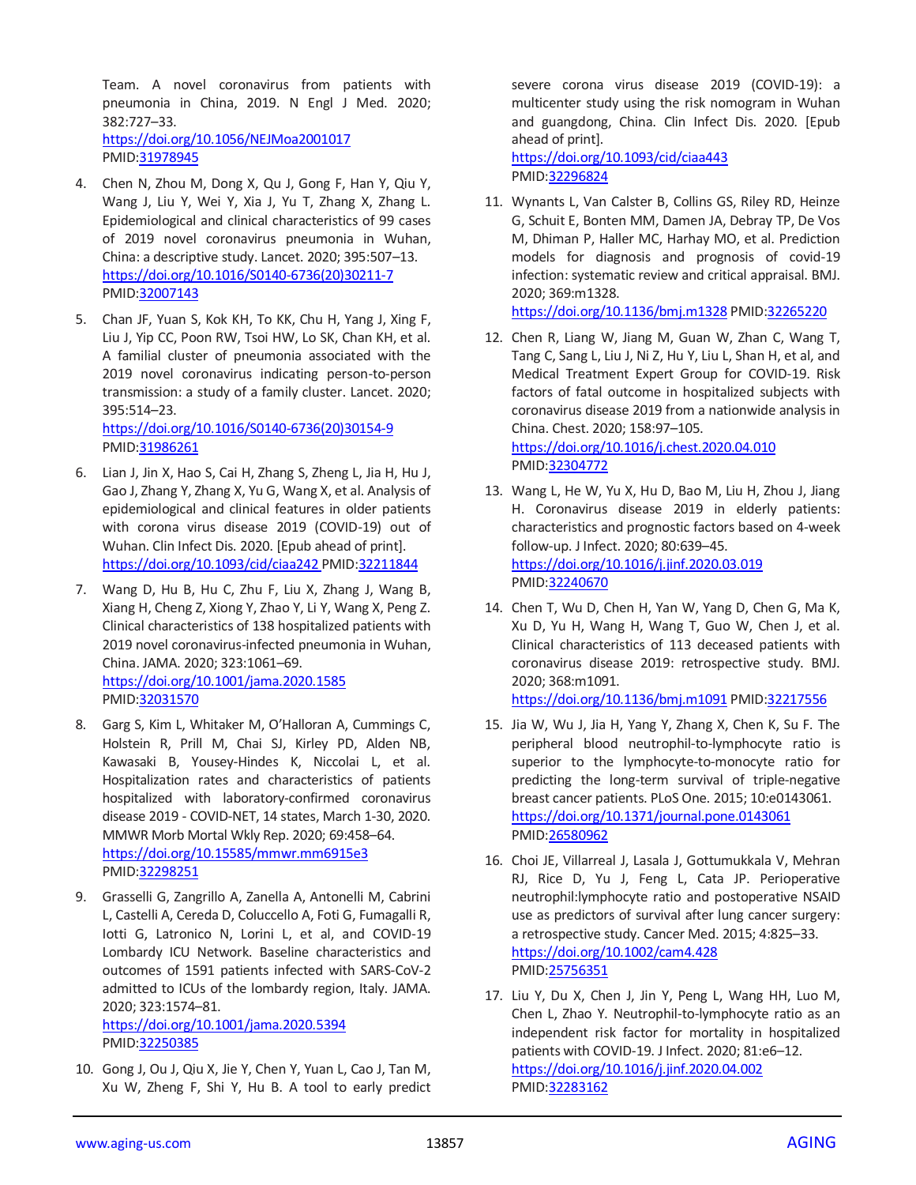Team. A novel coronavirus from patients with pneumonia in China, 2019. N Engl J Med. 2020; 382:727–33.
https://doi.org/10.1056/NEJMoa2001017
PMID:31978945

4. Chen N, Zhou M, Dong X, Qu J, Gong F, Han Y, Qiu Y, Wang J, Liu Y, Wei Y, Xia J, Yu T, Zhang X, Zhang L. Epidemiological and clinical characteristics of 99 cases of 2019 novel coronavirus pneumonia in Wuhan, China: a descriptive study. Lancet. 2020; 395:507–13.
https://doi.org/10.1016/S0140-6736(20)30211-7
PMID:32007143

5. Chan JF, Yuan S, Kok KH, To KK, Chu H, Yang J, Xing F, Liu J, Yip CC, Poon RW, Tsoi HW, Lo SK, Chan KH, et al. A familial cluster of pneumonia associated with the 2019 novel coronavirus indicating person-to-person transmission: a study of a family cluster. Lancet. 2020; 395:514–23.
https://doi.org/10.1016/S0140-6736(20)30154-9
PMID:31986261

6. Lian J, Jin X, Hao S, Cai H, Zhang S, Zheng L, Jia H, Hu J, Gao J, Zhang Y, Zhang X, Yu G, Wang X, et al. Analysis of epidemiological and clinical features in older patients with corona virus disease 2019 (COVID-19) out of Wuhan. Clin Infect Dis. 2020. [Epub ahead of print].
https://doi.org/10.1093/cid/ciaa242 PMID:32211844

7. Wang D, Hu B, Hu C, Zhu F, Liu X, Zhang J, Wang B, Xiang H, Cheng Z, Xiong Y, Zhao Y, Li Y, Wang X, Peng Z. Clinical characteristics of 138 hospitalized patients with 2019 novel coronavirus-infected pneumonia in Wuhan, China. JAMA. 2020; 323:1061–69.
https://doi.org/10.1001/jama.2020.1585
PMID:32031570

8. Garg S, Kim L, Whitaker M, O'Halloran A, Cummings C, Holstein R, Prill M, Chai SJ, Kirley PD, Alden NB, Kawasaki B, Yousey-Hindes K, Niccolai L, et al. Hospitalization rates and characteristics of patients hospitalized with laboratory-confirmed coronavirus disease 2019 - COVID-NET, 14 states, March 1-30, 2020. MMWR Morb Mortal Wkly Rep. 2020; 69:458–64.
https://doi.org/10.15585/mmwr.mm6915e3
PMID:32298251

9. Grasselli G, Zangrillo A, Zanella A, Antonelli M, Cabrini L, Castelli A, Cereda D, Coluccello A, Foti G, Fumagalli R, Iotti G, Latronico N, Lorini L, et al, and COVID-19 Lombardy ICU Network. Baseline characteristics and outcomes of 1591 patients infected with SARS-CoV-2 admitted to ICUs of the lombardy region, Italy. JAMA. 2020; 323:1574–81.
https://doi.org/10.1001/jama.2020.5394
PMID:32250385

10. Gong J, Ou J, Qiu X, Jie Y, Chen Y, Yuan L, Cao J, Tan M, Xu W, Zheng F, Shi Y, Hu B. A tool to early predict severe corona virus disease 2019 (COVID-19): a multicenter study using the risk nomogram in Wuhan and guangdong, China. Clin Infect Dis. 2020. [Epub ahead of print].
https://doi.org/10.1093/cid/ciaa443
PMID:32296824

11. Wynants L, Van Calster B, Collins GS, Riley RD, Heinze G, Schuit E, Bonten MM, Damen JA, Debray TP, De Vos M, Dhiman P, Haller MC, Harhay MO, et al. Prediction models for diagnosis and prognosis of covid-19 infection: systematic review and critical appraisal. BMJ. 2020; 369:m1328.
https://doi.org/10.1136/bmj.m1328 PMID:32265220

12. Chen R, Liang W, Jiang M, Guan W, Zhan C, Wang T, Tang C, Sang L, Liu J, Ni Z, Hu Y, Liu L, Shan H, et al, and Medical Treatment Expert Group for COVID-19. Risk factors of fatal outcome in hospitalized subjects with coronavirus disease 2019 from a nationwide analysis in China. Chest. 2020; 158:97–105.
https://doi.org/10.1016/j.chest.2020.04.010
PMID:32304772

13. Wang L, He W, Yu X, Hu D, Bao M, Liu H, Zhou J, Jiang H. Coronavirus disease 2019 in elderly patients: characteristics and prognostic factors based on 4-week follow-up. J Infect. 2020; 80:639–45.
https://doi.org/10.1016/j.jinf.2020.03.019
PMID:32240670

14. Chen T, Wu D, Chen H, Yan W, Yang D, Chen G, Ma K, Xu D, Yu H, Wang H, Wang T, Guo W, Chen J, et al. Clinical characteristics of 113 deceased patients with coronavirus disease 2019: retrospective study. BMJ. 2020; 368:m1091.
https://doi.org/10.1136/bmj.m1091 PMID:32217556

15. Jia W, Wu J, Jia H, Yang Y, Zhang X, Chen K, Su F. The peripheral blood neutrophil-to-lymphocyte ratio is superior to the lymphocyte-to-monocyte ratio for predicting the long-term survival of triple-negative breast cancer patients. PLoS One. 2015; 10:e0143061.
https://doi.org/10.1371/journal.pone.0143061
PMID:26580962

16. Choi JE, Villarreal J, Lasala J, Gottumukkala V, Mehran RJ, Rice D, Yu J, Feng L, Cata JP. Perioperative neutrophil:lymphocyte ratio and postoperative NSAID use as predictors of survival after lung cancer surgery: a retrospective study. Cancer Med. 2015; 4:825–33.
https://doi.org/10.1002/cam4.428
PMID:25756351

17. Liu Y, Du X, Chen J, Jin Y, Peng L, Wang HH, Luo M, Chen L, Zhao Y. Neutrophil-to-lymphocyte ratio as an independent risk factor for mortality in hospitalized patients with COVID-19. J Infect. 2020; 81:e6–12.
https://doi.org/10.1016/j.jinf.2020.04.002
PMID:32283162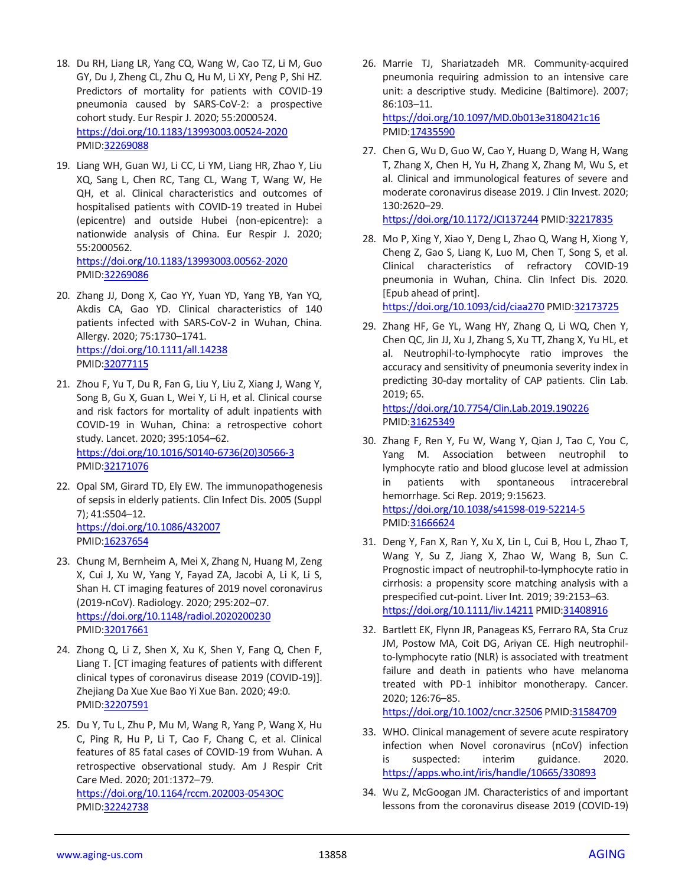18. Du RH, Liang LR, Yang CQ, Wang W, Cao TZ, Li M, Guo GY, Du J, Zheng CL, Zhu Q, Hu M, Li XY, Peng P, Shi HZ. Predictors of mortality for patients with COVID-19 pneumonia caused by SARS-CoV-2: a prospective cohort study. Eur Respir J. 2020; 55:2000524. https://doi.org/10.1183/13993003.00524-2020 PMID:32269088

19. Liang WH, Guan WJ, Li CC, Li YM, Liang HR, Zhao Y, Liu XQ, Sang L, Chen RC, Tang CL, Wang T, Wang W, He QH, et al. Clinical characteristics and outcomes of hospitalised patients with COVID-19 treated in Hubei (epicentre) and outside Hubei (non-epicentre): a nationwide analysis of China. Eur Respir J. 2020; 55:2000562. https://doi.org/10.1183/13993003.00562-2020 PMID:32269086

20. Zhang JJ, Dong X, Cao YY, Yuan YD, Yang YB, Yan YQ, Akdis CA, Gao YD. Clinical characteristics of 140 patients infected with SARS-CoV-2 in Wuhan, China. Allergy. 2020; 75:1730–1741. https://doi.org/10.1111/all.14238 PMID:32077115

21. Zhou F, Yu T, Du R, Fan G, Liu Y, Liu Z, Xiang J, Wang Y, Song B, Gu X, Guan L, Wei Y, Li H, et al. Clinical course and risk factors for mortality of adult inpatients with COVID-19 in Wuhan, China: a retrospective cohort study. Lancet. 2020; 395:1054–62. https://doi.org/10.1016/S0140-6736(20)30566-3 PMID:32171076

22. Opal SM, Girard TD, Ely EW. The immunopathogenesis of sepsis in elderly patients. Clin Infect Dis. 2005 (Suppl 7); 41:S504–12. https://doi.org/10.1086/432007 PMID:16237654

23. Chung M, Bernheim A, Mei X, Zhang N, Huang M, Zeng X, Cui J, Xu W, Yang Y, Fayad ZA, Jacobi A, Li K, Li S, Shan H. CT imaging features of 2019 novel coronavirus (2019-nCoV). Radiology. 2020; 295:202–07. https://doi.org/10.1148/radiol.2020200230 PMID:32017661

24. Zhong Q, Li Z, Shen X, Xu K, Shen Y, Fang Q, Chen F, Liang T. [CT imaging features of patients with different clinical types of coronavirus disease 2019 (COVID-19)]. Zhejiang Da Xue Xue Bao Yi Xue Ban. 2020; 49:0. PMID:32207591

25. Du Y, Tu L, Zhu P, Mu M, Wang R, Yang P, Wang X, Hu C, Ping R, Hu P, Li T, Cao F, Chang C, et al. Clinical features of 85 fatal cases of COVID-19 from Wuhan. A retrospective observational study. Am J Respir Crit Care Med. 2020; 201:1372–79. https://doi.org/10.1164/rccm.202003-0543OC PMID:32242738

26. Marrie TJ, Shariatzadeh MR. Community-acquired pneumonia requiring admission to an intensive care unit: a descriptive study. Medicine (Baltimore). 2007; 86:103–11. https://doi.org/10.1097/MD.0b013e3180421c16 PMID:17435590

27. Chen G, Wu D, Guo W, Cao Y, Huang D, Wang H, Wang T, Zhang X, Chen H, Yu H, Zhang X, Zhang M, Wu S, et al. Clinical and immunological features of severe and moderate coronavirus disease 2019. J Clin Invest. 2020; 130:2620–29. https://doi.org/10.1172/JCI137244 PMID:32217835

28. Mo P, Xing Y, Xiao Y, Deng L, Zhao Q, Wang H, Xiong Y, Cheng Z, Gao S, Liang K, Luo M, Chen T, Song S, et al. Clinical characteristics of refractory COVID-19 pneumonia in Wuhan, China. Clin Infect Dis. 2020. [Epub ahead of print]. https://doi.org/10.1093/cid/ciaa270 PMID:32173725

29. Zhang HF, Ge YL, Wang HY, Zhang Q, Li WQ, Chen Y, Chen QC, Jin JJ, Xu J, Zhang S, Xu TT, Zhang X, Yu HL, et al. Neutrophil-to-lymphocyte ratio improves the accuracy and sensitivity of pneumonia severity index in predicting 30-day mortality of CAP patients. Clin Lab. 2019; 65. https://doi.org/10.7754/Clin.Lab.2019.190226 PMID:31625349

30. Zhang F, Ren Y, Fu W, Wang Y, Qian J, Tao C, You C, Yang M. Association between neutrophil to lymphocyte ratio and blood glucose level at admission in patients with spontaneous intracerebral hemorrhage. Sci Rep. 2019; 9:15623. https://doi.org/10.1038/s41598-019-52214-5 PMID:31666624

31. Deng Y, Fan X, Ran Y, Xu X, Lin L, Cui B, Hou L, Zhao T, Wang Y, Su Z, Jiang X, Zhao W, Wang B, Sun C. Prognostic impact of neutrophil-to-lymphocyte ratio in cirrhosis: a propensity score matching analysis with a prespecified cut-point. Liver Int. 2019; 39:2153–63. https://doi.org/10.1111/liv.14211 PMID:31408916

32. Bartlett EK, Flynn JR, Panageas KS, Ferraro RA, Sta Cruz JM, Postow MA, Coit DG, Ariyan CE. High neutrophil-to-lymphocyte ratio (NLR) is associated with treatment failure and death in patients who have melanoma treated with PD-1 inhibitor monotherapy. Cancer. 2020; 126:76–85. https://doi.org/10.1002/cncr.32506 PMID:31584709

33. WHO. Clinical management of severe acute respiratory infection when Novel coronavirus (nCoV) infection is suspected: interim guidance. 2020. https://apps.who.int/iris/handle/10665/330893

34. Wu Z, McGoogan JM. Characteristics of and important lessons from the coronavirus disease 2019 (COVID-19)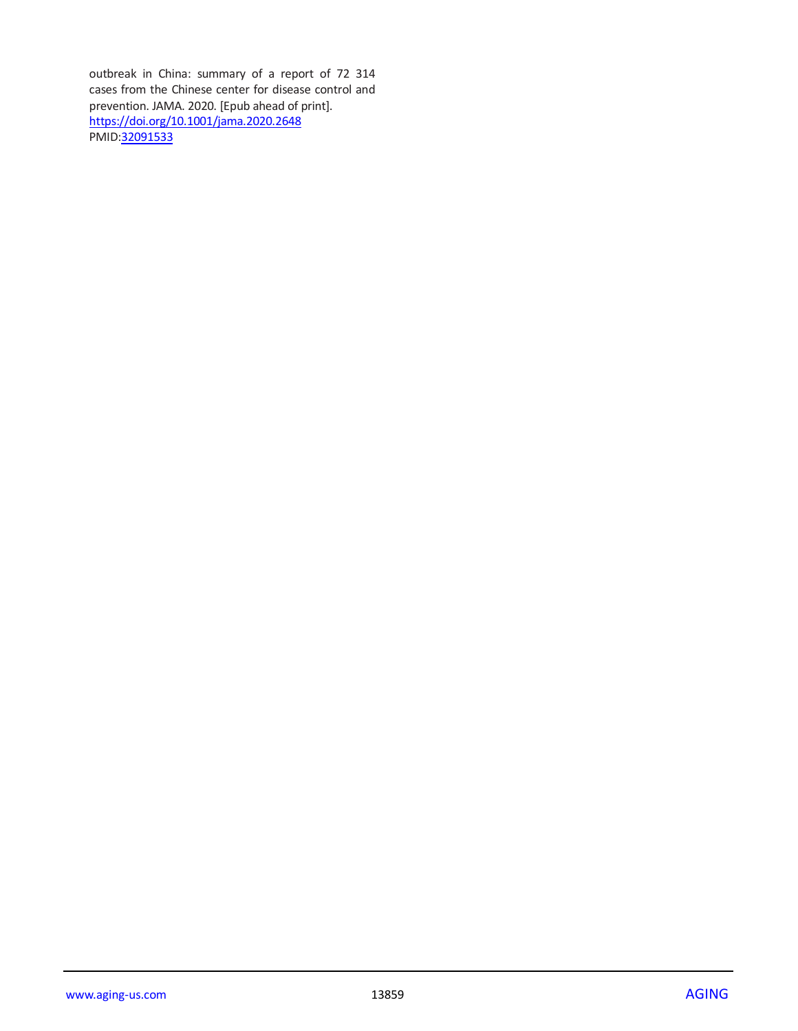outbreak in China: summary of a report of 72 314 cases from the Chinese center for disease control and prevention. JAMA. 2020. [Epub ahead of print]. https://doi.org/10.1001/jama.2020.2648 PMID:32091533